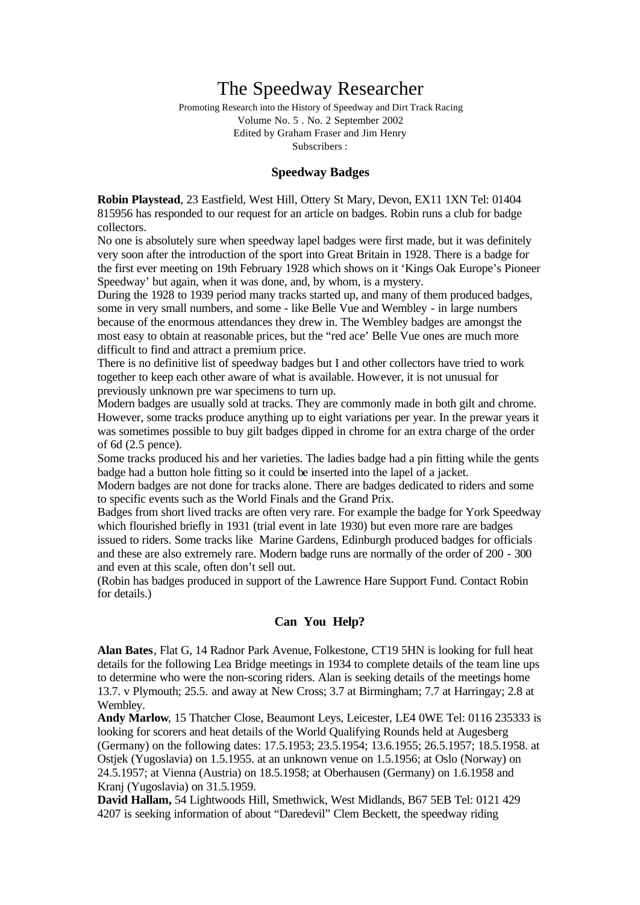# The Speedway Researcher

Promoting Research into the History of Speedway and Dirt Track Racing
Volume No. 5 . No. 2 September 2002
Edited by Graham Fraser and Jim Henry
Subscribers :

## Speedway Badges

**Robin Playstead**, 23 Eastfield, West Hill, Ottery St Mary, Devon, EX11 1XN Tel: 01404 815956 has responded to our request for an article on badges. Robin runs a club for badge collectors.

No one is absolutely sure when speedway lapel badges were first made, but it was definitely very soon after the introduction of the sport into Great Britain in 1928. There is a badge for the first ever meeting on 19th February 1928 which shows on it 'Kings Oak Europe's Pioneer Speedway' but again, when it was done, and, by whom, is a mystery.

During the 1928 to 1939 period many tracks started up, and many of them produced badges, some in very small numbers, and some - like Belle Vue and Wembley - in large numbers because of the enormous attendances they drew in. The Wembley badges are amongst the most easy to obtain at reasonable prices, but the "red ace' Belle Vue ones are much more difficult to find and attract a premium price.

There is no definitive list of speedway badges but I and other collectors have tried to work together to keep each other aware of what is available. However, it is not unusual for previously unknown pre war specimens to turn up.

Modern badges are usually sold at tracks. They are commonly made in both gilt and chrome. However, some tracks produce anything up to eight variations per year. In the prewar years it was sometimes possible to buy gilt badges dipped in chrome for an extra charge of the order of 6d (2.5 pence).

Some tracks produced his and her varieties. The ladies badge had a pin fitting while the gents badge had a button hole fitting so it could be inserted into the lapel of a jacket.

Modern badges are not done for tracks alone. There are badges dedicated to riders and some to specific events such as the World Finals and the Grand Prix.

Badges from short lived tracks are often very rare. For example the badge for York Speedway which flourished briefly in 1931 (trial event in late 1930) but even more rare are badges issued to riders. Some tracks like Marine Gardens, Edinburgh produced badges for officials and these are also extremely rare. Modern badge runs are normally of the order of 200 - 300 and even at this scale, often don't sell out.

(Robin has badges produced in support of the Lawrence Hare Support Fund. Contact Robin for details.)

## Can You Help?

**Alan Bates**, Flat G, 14 Radnor Park Avenue, Folkestone, CT19 5HN is looking for full heat details for the following Lea Bridge meetings in 1934 to complete details of the team line ups to determine who were the non-scoring riders. Alan is seeking details of the meetings home 13.7. v Plymouth; 25.5. and away at New Cross; 3.7 at Birmingham; 7.7 at Harringay; 2.8 at Wembley.

**Andy Marlow**, 15 Thatcher Close, Beaumont Leys, Leicester, LE4 0WE Tel: 0116 235333 is looking for scorers and heat details of the World Qualifying Rounds held at Augesberg (Germany) on the following dates: 17.5.1953; 23.5.1954; 13.6.1955; 26.5.1957; 18.5.1958. at Ostjek (Yugoslavia) on 1.5.1955. at an unknown venue on 1.5.1956; at Oslo (Norway) on 24.5.1957; at Vienna (Austria) on 18.5.1958; at Oberhausen (Germany) on 1.6.1958 and Kranj (Yugoslavia) on 31.5.1959.

**David Hallam,** 54 Lightwoods Hill, Smethwick, West Midlands, B67 5EB Tel: 0121 429 4207 is seeking information of about "Daredevil" Clem Beckett, the speedway riding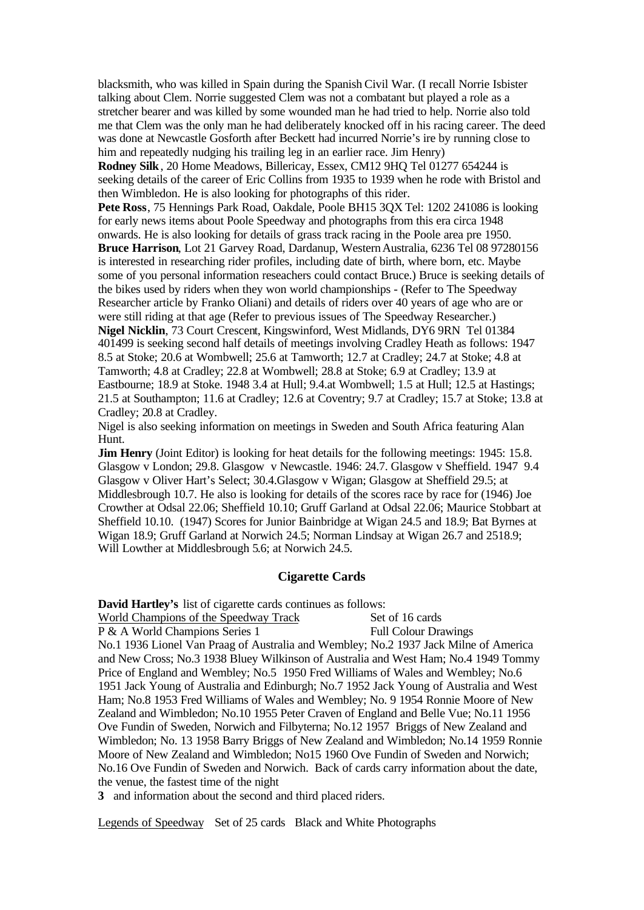blacksmith, who was killed in Spain during the Spanish Civil War. (I recall Norrie Isbister talking about Clem. Norrie suggested Clem was not a combatant but played a role as a stretcher bearer and was killed by some wounded man he had tried to help. Norrie also told me that Clem was the only man he had deliberately knocked off in his racing career. The deed was done at Newcastle Gosforth after Beckett had incurred Norrie's ire by running close to him and repeatedly nudging his trailing leg in an earlier race. Jim Henry)

**Rodney Silk**, 20 Home Meadows, Billericay, Essex, CM12 9HQ Tel 01277 654244 is seeking details of the career of Eric Collins from 1935 to 1939 when he rode with Bristol and then Wimbledon. He is also looking for photographs of this rider.

**Pete Ross**, 75 Hennings Park Road, Oakdale, Poole BH15 3QX Tel: 1202 241086 is looking for early news items about Poole Speedway and photographs from this era circa 1948 onwards. He is also looking for details of grass track racing in the Poole area pre 1950.

**Bruce Harrison**, Lot 21 Garvey Road, Dardanup, Western Australia, 6236 Tel 08 97280156 is interested in researching rider profiles, including date of birth, where born, etc. Maybe some of you personal information reseachers could contact Bruce.) Bruce is seeking details of the bikes used by riders when they won world championships - (Refer to The Speedway Researcher article by Franko Oliani) and details of riders over 40 years of age who are or were still riding at that age (Refer to previous issues of The Speedway Researcher.)

**Nigel Nicklin**, 73 Court Crescent, Kingswinford, West Midlands, DY6 9RN Tel 01384 401499 is seeking second half details of meetings involving Cradley Heath as follows: 1947 8.5 at Stoke; 20.6 at Wombwell; 25.6 at Tamworth; 12.7 at Cradley; 24.7 at Stoke; 4.8 at Tamworth; 4.8 at Cradley; 22.8 at Wombwell; 28.8 at Stoke; 6.9 at Cradley; 13.9 at Eastbourne; 18.9 at Stoke. 1948 3.4 at Hull; 9.4.at Wombwell; 1.5 at Hull; 12.5 at Hastings; 21.5 at Southampton; 11.6 at Cradley; 12.6 at Coventry; 9.7 at Cradley; 15.7 at Stoke; 13.8 at Cradley; 20.8 at Cradley.

Nigel is also seeking information on meetings in Sweden and South Africa featuring Alan Hunt.

**Jim Henry** (Joint Editor) is looking for heat details for the following meetings: 1945: 15.8. Glasgow v London; 29.8. Glasgow v Newcastle. 1946: 24.7. Glasgow v Sheffield. 1947 9.4 Glasgow v Oliver Hart's Select; 30.4.Glasgow v Wigan; Glasgow at Sheffield 29.5; at Middlesbrough 10.7. He also is looking for details of the scores race by race for (1946) Joe Crowther at Odsal 22.06; Sheffield 10.10; Gruff Garland at Odsal 22.06; Maurice Stobbart at Sheffield 10.10. (1947) Scores for Junior Bainbridge at Wigan 24.5 and 18.9; Bat Byrnes at Wigan 18.9; Gruff Garland at Norwich 24.5; Norman Lindsay at Wigan 26.7 and 2518.9; Will Lowther at Middlesbrough 5.6; at Norwich 24.5.

## Cigarette Cards

**David Hartley's** list of cigarette cards continues as follows:

World Champions of the Speedway Track — Set of 16 cards
P & A World Champions Series 1 — Full Colour Drawings

No.1 1936 Lionel Van Praag of Australia and Wembley; No.2 1937 Jack Milne of America and New Cross; No.3 1938 Bluey Wilkinson of Australia and West Ham; No.4 1949 Tommy Price of England and Wembley; No.5 1950 Fred Williams of Wales and Wembley; No.6 1951 Jack Young of Australia and Edinburgh; No.7 1952 Jack Young of Australia and West Ham; No.8 1953 Fred Williams of Wales and Wembley; No. 9 1954 Ronnie Moore of New Zealand and Wimbledon; No.10 1955 Peter Craven of England and Belle Vue; No.11 1956 Ove Fundin of Sweden, Norwich and Filbyterna; No.12 1957 Briggs of New Zealand and Wimbledon; No. 13 1958 Barry Briggs of New Zealand and Wimbledon; No.14 1959 Ronnie Moore of New Zealand and Wimbledon; No15 1960 Ove Fundin of Sweden and Norwich; No.16 Ove Fundin of Sweden and Norwich. Back of cards carry information about the date, the venue, the fastest time of the night and information about the second and third placed riders.

Legends of Speedway — Set of 25 cards — Black and White Photographs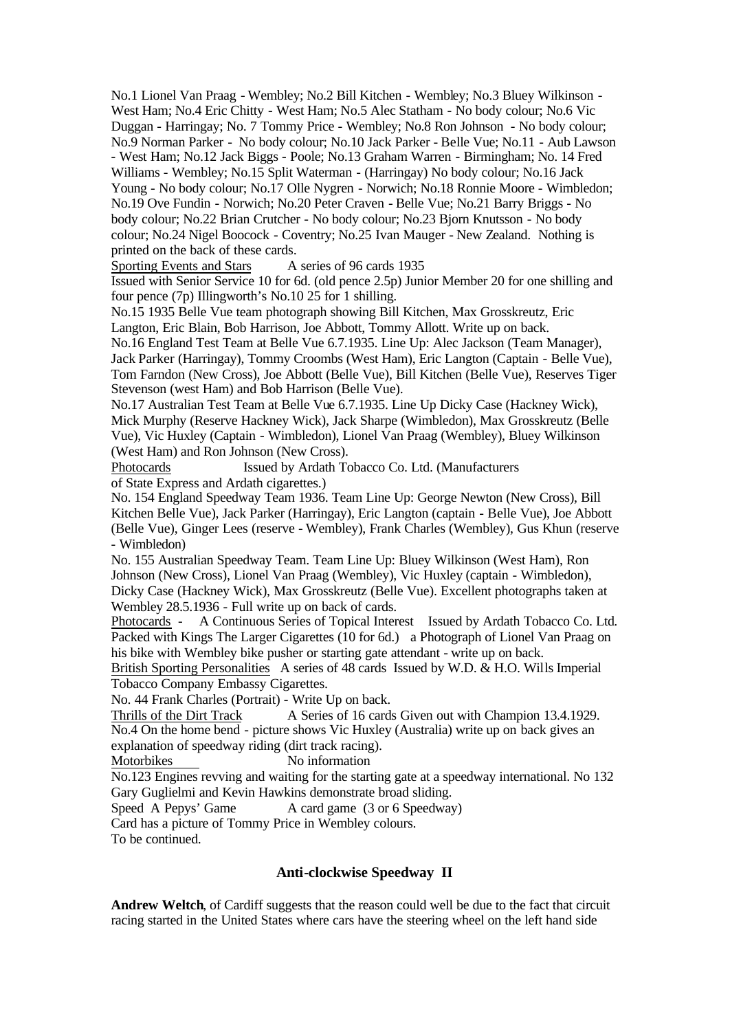No.1 Lionel Van Praag - Wembley; No.2 Bill Kitchen - Wembley; No.3 Bluey Wilkinson - West Ham; No.4 Eric Chitty - West Ham; No.5 Alec Statham - No body colour; No.6 Vic Duggan - Harringay; No. 7 Tommy Price - Wembley; No.8 Ron Johnson - No body colour; No.9 Norman Parker - No body colour; No.10 Jack Parker - Belle Vue; No.11 - Aub Lawson - West Ham; No.12 Jack Biggs - Poole; No.13 Graham Warren - Birmingham; No. 14 Fred Williams - Wembley; No.15 Split Waterman - (Harringay) No body colour; No.16 Jack Young - No body colour; No.17 Olle Nygren - Norwich; No.18 Ronnie Moore - Wimbledon; No.19 Ove Fundin - Norwich; No.20 Peter Craven - Belle Vue; No.21 Barry Briggs - No body colour; No.22 Brian Crutcher - No body colour; No.23 Bjorn Knutsson - No body colour; No.24 Nigel Boocock - Coventry; No.25 Ivan Mauger - New Zealand. Nothing is printed on the back of these cards.

<u>Sporting Events and Stars</u> A series of 96 cards 1935

Issued with Senior Service 10 for 6d. (old pence 2.5p) Junior Member 20 for one shilling and four pence (7p) Illingworth's No.10 25 for 1 shilling.

No.15 1935 Belle Vue team photograph showing Bill Kitchen, Max Grosskreutz, Eric Langton, Eric Blain, Bob Harrison, Joe Abbott, Tommy Allott. Write up on back.

No.16 England Test Team at Belle Vue 6.7.1935. Line Up: Alec Jackson (Team Manager), Jack Parker (Harringay), Tommy Croombs (West Ham), Eric Langton (Captain - Belle Vue), Tom Farndon (New Cross), Joe Abbott (Belle Vue), Bill Kitchen (Belle Vue), Reserves Tiger Stevenson (west Ham) and Bob Harrison (Belle Vue).

No.17 Australian Test Team at Belle Vue 6.7.1935. Line Up Dicky Case (Hackney Wick), Mick Murphy (Reserve Hackney Wick), Jack Sharpe (Wimbledon), Max Grosskreutz (Belle Vue), Vic Huxley (Captain - Wimbledon), Lionel Van Praag (Wembley), Bluey Wilkinson (West Ham) and Ron Johnson (New Cross).

<u>Photocards</u> Issued by Ardath Tobacco Co. Ltd. (Manufacturers of State Express and Ardath cigarettes.)

No. 154 England Speedway Team 1936. Team Line Up: George Newton (New Cross), Bill Kitchen Belle Vue), Jack Parker (Harringay), Eric Langton (captain - Belle Vue), Joe Abbott (Belle Vue), Ginger Lees (reserve - Wembley), Frank Charles (Wembley), Gus Khun (reserve - Wimbledon)

No. 155 Australian Speedway Team. Team Line Up: Bluey Wilkinson (West Ham), Ron Johnson (New Cross), Lionel Van Praag (Wembley), Vic Huxley (captain - Wimbledon), Dicky Case (Hackney Wick), Max Grosskreutz (Belle Vue). Excellent photographs taken at Wembley 28.5.1936 - Full write up on back of cards.

<u>Photocards</u> - A Continuous Series of Topical Interest Issued by Ardath Tobacco Co. Ltd. Packed with Kings The Larger Cigarettes (10 for 6d.) a Photograph of Lionel Van Praag on his bike with Wembley bike pusher or starting gate attendant - write up on back.

<u>British Sporting Personalities</u> A series of 48 cards Issued by W.D. & H.O. Wills Imperial Tobacco Company Embassy Cigarettes.

No. 44 Frank Charles (Portrait) - Write Up on back.

<u>Thrills of the Dirt Track</u> A Series of 16 cards Given out with Champion 13.4.1929. No.4 On the home bend - picture shows Vic Huxley (Australia) write up on back gives an explanation of speedway riding (dirt track racing).

<u>Motorbikes</u> No information

No.123 Engines revving and waiting for the starting gate at a speedway international. No 132 Gary Guglielmi and Kevin Hawkins demonstrate broad sliding.

Speed A Pepys' Game A card game (3 or 6 Speedway)

Card has a picture of Tommy Price in Wembley colours.

To be continued.

## Anti-clockwise Speedway II

**Andrew Weltch**, of Cardiff suggests that the reason could well be due to the fact that circuit racing started in the United States where cars have the steering wheel on the left hand side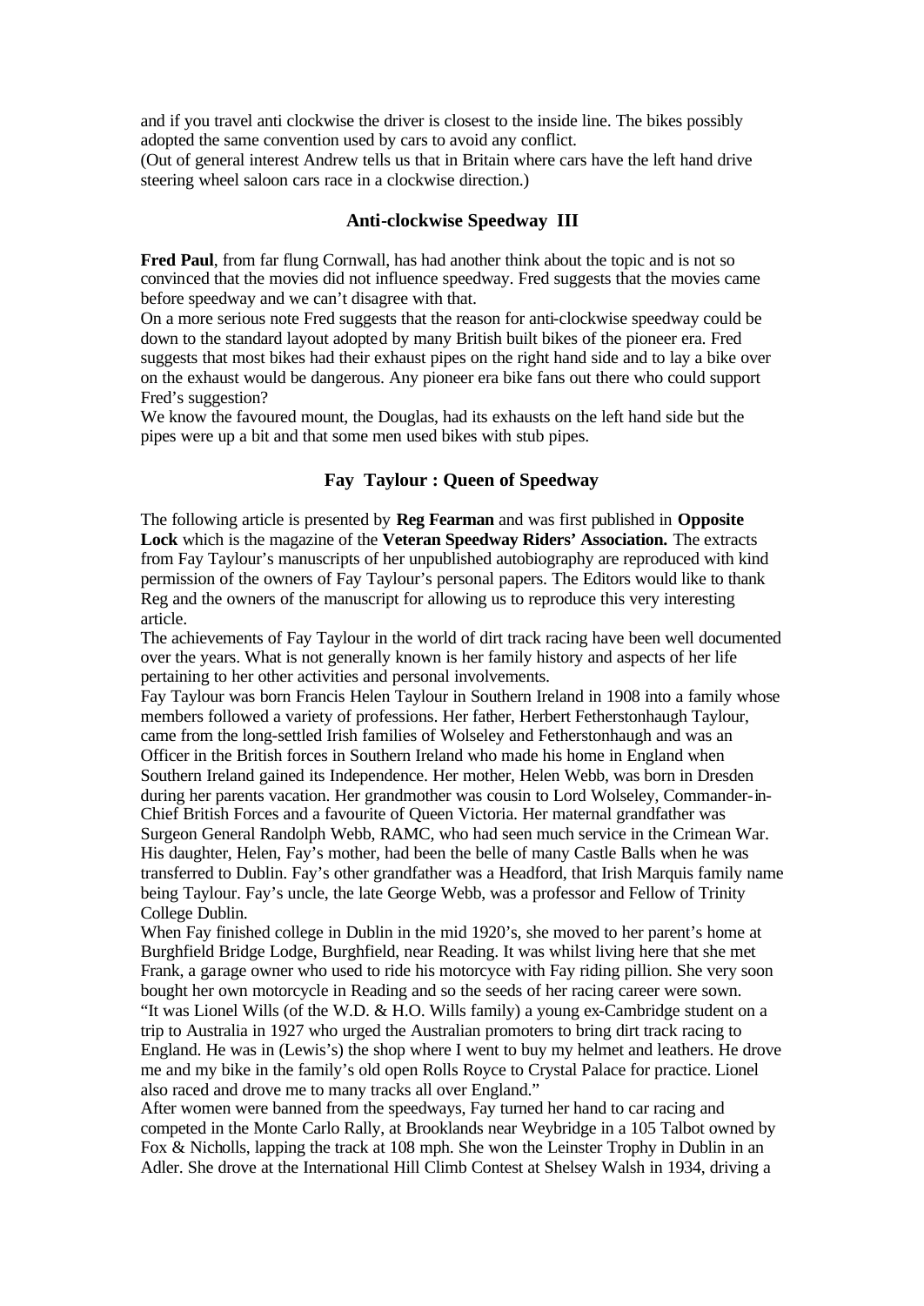and if you travel anti clockwise the driver is closest to the inside line. The bikes possibly adopted the same convention used by cars to avoid any conflict.
(Out of general interest Andrew tells us that in Britain where cars have the left hand drive steering wheel saloon cars race in a clockwise direction.)

### Anti-clockwise Speedway III

**Fred Paul**, from far flung Cornwall, has had another think about the topic and is not so convinced that the movies did not influence speedway. Fred suggests that the movies came before speedway and we can't disagree with that.
On a more serious note Fred suggests that the reason for anti-clockwise speedway could be down to the standard layout adopted by many British built bikes of the pioneer era. Fred suggests that most bikes had their exhaust pipes on the right hand side and to lay a bike over on the exhaust would be dangerous. Any pioneer era bike fans out there who could support Fred's suggestion?
We know the favoured mount, the Douglas, had its exhausts on the left hand side but the pipes were up a bit and that some men used bikes with stub pipes.

### Fay Taylour : Queen of Speedway

The following article is presented by **Reg Fearman** and was first published in **Opposite Lock** which is the magazine of the **Veteran Speedway Riders' Association.** The extracts from Fay Taylour's manuscripts of her unpublished autobiography are reproduced with kind permission of the owners of Fay Taylour's personal papers. The Editors would like to thank Reg and the owners of the manuscript for allowing us to reproduce this very interesting article.
The achievements of Fay Taylour in the world of dirt track racing have been well documented over the years. What is not generally known is her family history and aspects of her life pertaining to her other activities and personal involvements.
Fay Taylour was born Francis Helen Taylour in Southern Ireland in 1908 into a family whose members followed a variety of professions. Her father, Herbert Fetherstonhaugh Taylour, came from the long-settled Irish families of Wolseley and Fetherstonhaugh and was an Officer in the British forces in Southern Ireland who made his home in England when Southern Ireland gained its Independence. Her mother, Helen Webb, was born in Dresden during her parents vacation. Her grandmother was cousin to Lord Wolseley, Commander-in-Chief British Forces and a favourite of Queen Victoria. Her maternal grandfather was Surgeon General Randolph Webb, RAMC, who had seen much service in the Crimean War. His daughter, Helen, Fay's mother, had been the belle of many Castle Balls when he was transferred to Dublin. Fay's other grandfather was a Headford, that Irish Marquis family name being Taylour. Fay's uncle, the late George Webb, was a professor and Fellow of Trinity College Dublin.
When Fay finished college in Dublin in the mid 1920's, she moved to her parent's home at Burghfield Bridge Lodge, Burghfield, near Reading. It was whilst living here that she met Frank, a garage owner who used to ride his motorcyce with Fay riding pillion. She very soon bought her own motorcycle in Reading and so the seeds of her racing career were sown.
"It was Lionel Wills (of the W.D. & H.O. Wills family) a young ex-Cambridge student on a trip to Australia in 1927 who urged the Australian promoters to bring dirt track racing to England. He was in (Lewis's) the shop where I went to buy my helmet and leathers. He drove me and my bike in the family's old open Rolls Royce to Crystal Palace for practice. Lionel also raced and drove me to many tracks all over England."
After women were banned from the speedways, Fay turned her hand to car racing and competed in the Monte Carlo Rally, at Brooklands near Weybridge in a 105 Talbot owned by Fox & Nicholls, lapping the track at 108 mph. She won the Leinster Trophy in Dublin in an Adler. She drove at the International Hill Climb Contest at Shelsey Walsh in 1934, driving a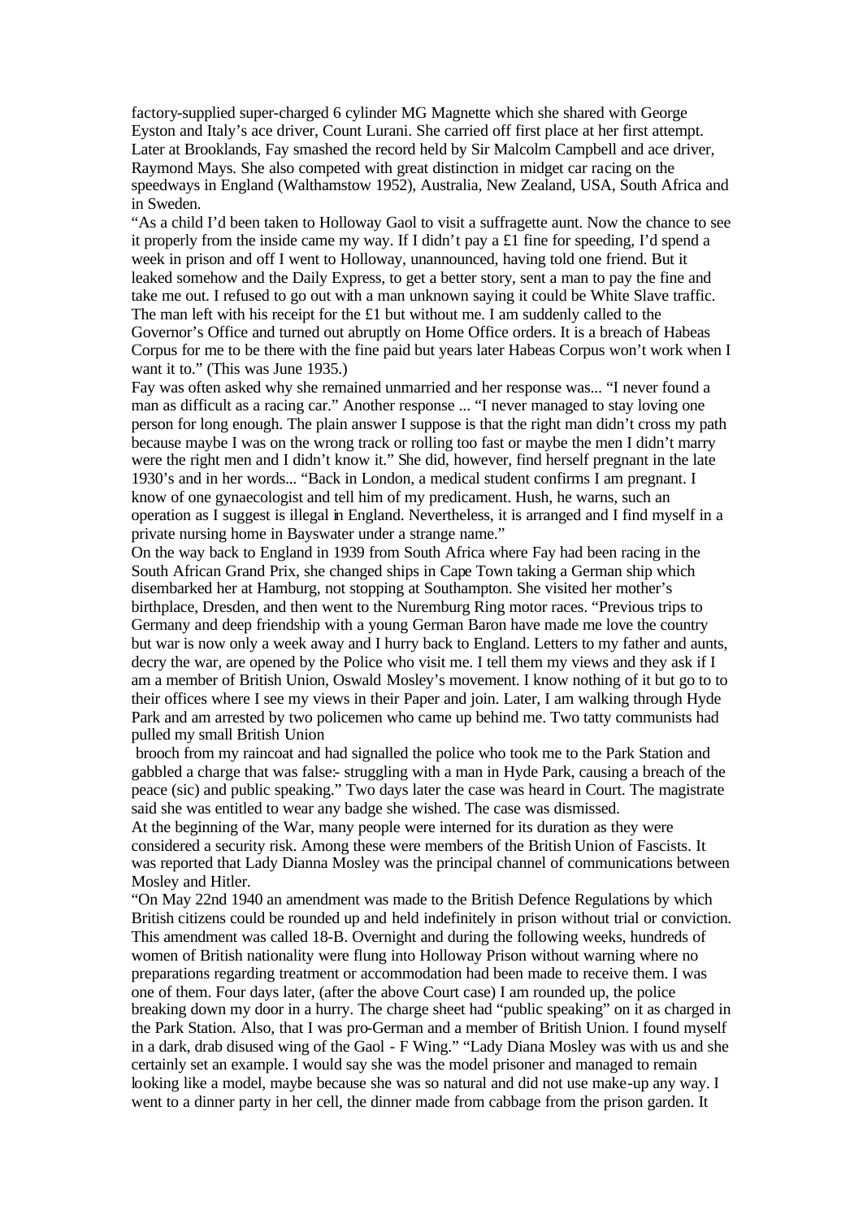factory-supplied super-charged 6 cylinder MG Magnette which she shared with George Eyston and Italy's ace driver, Count Lurani. She carried off first place at her first attempt. Later at Brooklands, Fay smashed the record held by Sir Malcolm Campbell and ace driver, Raymond Mays. She also competed with great distinction in midget car racing on the speedways in England (Walthamstow 1952), Australia, New Zealand, USA, South Africa and in Sweden.

"As a child I'd been taken to Holloway Gaol to visit a suffragette aunt. Now the chance to see it properly from the inside came my way. If I didn't pay a £1 fine for speeding, I'd spend a week in prison and off I went to Holloway, unannounced, having told one friend. But it leaked somehow and the Daily Express, to get a better story, sent a man to pay the fine and take me out. I refused to go out with a man unknown saying it could be White Slave traffic. The man left with his receipt for the £1 but without me. I am suddenly called to the Governor's Office and turned out abruptly on Home Office orders. It is a breach of Habeas Corpus for me to be there with the fine paid but years later Habeas Corpus won't work when I want it to." (This was June 1935.)

Fay was often asked why she remained unmarried and her response was... "I never found a man as difficult as a racing car." Another response ... "I never managed to stay loving one person for long enough. The plain answer I suppose is that the right man didn't cross my path because maybe I was on the wrong track or rolling too fast or maybe the men I didn't marry were the right men and I didn't know it." She did, however, find herself pregnant in the late 1930's and in her words... "Back in London, a medical student confirms I am pregnant. I know of one gynaecologist and tell him of my predicament. Hush, he warns, such an operation as I suggest is illegal in England. Nevertheless, it is arranged and I find myself in a private nursing home in Bayswater under a strange name."

On the way back to England in 1939 from South Africa where Fay had been racing in the South African Grand Prix, she changed ships in Cape Town taking a German ship which disembarked her at Hamburg, not stopping at Southampton. She visited her mother's birthplace, Dresden, and then went to the Nuremburg Ring motor races. "Previous trips to Germany and deep friendship with a young German Baron have made me love the country but war is now only a week away and I hurry back to England. Letters to my father and aunts, decry the war, are opened by the Police who visit me. I tell them my views and they ask if I am a member of British Union, Oswald Mosley's movement. I know nothing of it but go to to their offices where I see my views in their Paper and join. Later, I am walking through Hyde Park and am arrested by two policemen who came up behind me. Two tatty communists had pulled my small British Union brooch from my raincoat and had signalled the police who took me to the Park Station and gabbled a charge that was false:- struggling with a man in Hyde Park, causing a breach of the peace (sic) and public speaking." Two days later the case was heard in Court. The magistrate said she was entitled to wear any badge she wished. The case was dismissed.

At the beginning of the War, many people were interned for its duration as they were considered a security risk. Among these were members of the British Union of Fascists. It was reported that Lady Dianna Mosley was the principal channel of communications between Mosley and Hitler.

"On May 22nd 1940 an amendment was made to the British Defence Regulations by which British citizens could be rounded up and held indefinitely in prison without trial or conviction. This amendment was called 18-B. Overnight and during the following weeks, hundreds of women of British nationality were flung into Holloway Prison without warning where no preparations regarding treatment or accommodation had been made to receive them. I was one of them. Four days later, (after the above Court case) I am rounded up, the police breaking down my door in a hurry. The charge sheet had "public speaking" on it as charged in the Park Station. Also, that I was pro-German and a member of British Union. I found myself in a dark, drab disused wing of the Gaol - F Wing." "Lady Diana Mosley was with us and she certainly set an example. I would say she was the model prisoner and managed to remain looking like a model, maybe because she was so natural and did not use make-up any way. I went to a dinner party in her cell, the dinner made from cabbage from the prison garden. It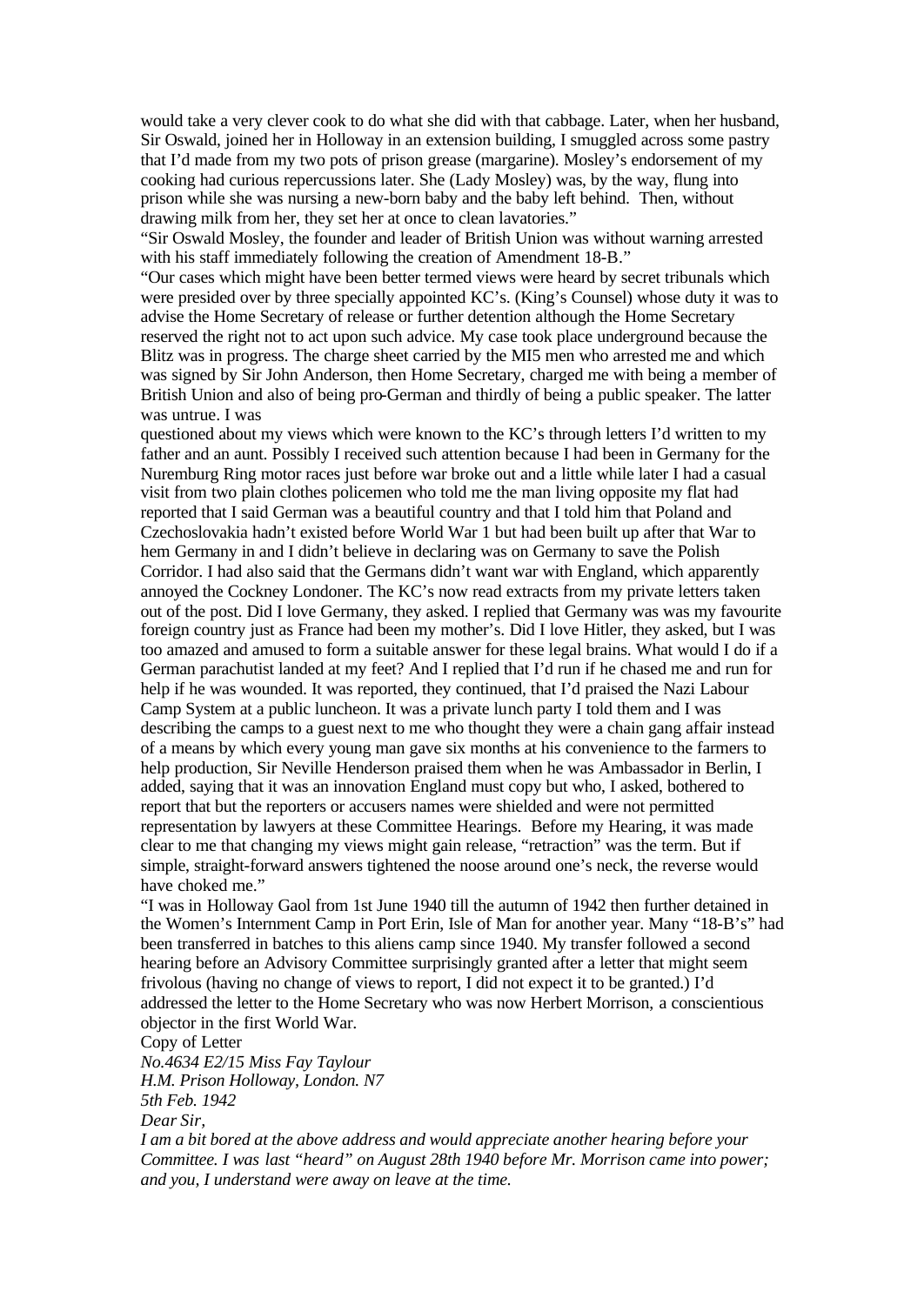would take a very clever cook to do what she did with that cabbage. Later, when her husband, Sir Oswald, joined her in Holloway in an extension building, I smuggled across some pastry that I'd made from my two pots of prison grease (margarine). Mosley's endorsement of my cooking had curious repercussions later. She (Lady Mosley) was, by the way, flung into prison while she was nursing a new-born baby and the baby left behind. Then, without drawing milk from her, they set her at once to clean lavatories."

"Sir Oswald Mosley, the founder and leader of British Union was without warning arrested with his staff immediately following the creation of Amendment 18-B."

"Our cases which might have been better termed views were heard by secret tribunals which were presided over by three specially appointed KC's. (King's Counsel) whose duty it was to advise the Home Secretary of release or further detention although the Home Secretary reserved the right not to act upon such advice. My case took place underground because the Blitz was in progress. The charge sheet carried by the MI5 men who arrested me and which was signed by Sir John Anderson, then Home Secretary, charged me with being a member of British Union and also of being pro-German and thirdly of being a public speaker. The latter was untrue. I was

questioned about my views which were known to the KC's through letters I'd written to my father and an aunt. Possibly I received such attention because I had been in Germany for the Nuremburg Ring motor races just before war broke out and a little while later I had a casual visit from two plain clothes policemen who told me the man living opposite my flat had reported that I said German was a beautiful country and that I told him that Poland and Czechoslovakia hadn't existed before World War 1 but had been built up after that War to hem Germany in and I didn't believe in declaring was on Germany to save the Polish Corridor. I had also said that the Germans didn't want war with England, which apparently annoyed the Cockney Londoner. The KC's now read extracts from my private letters taken out of the post. Did I love Germany, they asked. I replied that Germany was was my favourite foreign country just as France had been my mother's. Did I love Hitler, they asked, but I was too amazed and amused to form a suitable answer for these legal brains. What would I do if a German parachutist landed at my feet? And I replied that I'd run if he chased me and run for help if he was wounded. It was reported, they continued, that I'd praised the Nazi Labour Camp System at a public luncheon. It was a private lunch party I told them and I was describing the camps to a guest next to me who thought they were a chain gang affair instead of a means by which every young man gave six months at his convenience to the farmers to help production, Sir Neville Henderson praised them when he was Ambassador in Berlin, I added, saying that it was an innovation England must copy but who, I asked, bothered to report that but the reporters or accusers names were shielded and were not permitted representation by lawyers at these Committee Hearings. Before my Hearing, it was made clear to me that changing my views might gain release, "retraction" was the term. But if simple, straight-forward answers tightened the noose around one's neck, the reverse would have choked me."

"I was in Holloway Gaol from 1st June 1940 till the autumn of 1942 then further detained in the Women's Internment Camp in Port Erin, Isle of Man for another year. Many "18-B's" had been transferred in batches to this aliens camp since 1940. My transfer followed a second hearing before an Advisory Committee surprisingly granted after a letter that might seem frivolous (having no change of views to report, I did not expect it to be granted.) I'd addressed the letter to the Home Secretary who was now Herbert Morrison, a conscientious objector in the first World War.

Copy of Letter

*No.4634 E2/15 Miss Fay Taylour*
*H.M. Prison Holloway, London. N7*
*5th Feb. 1942*
*Dear Sir,*
*I am a bit bored at the above address and would appreciate another hearing before your Committee. I was last "heard" on August 28th 1940 before Mr. Morrison came into power; and you, I understand were away on leave at the time.*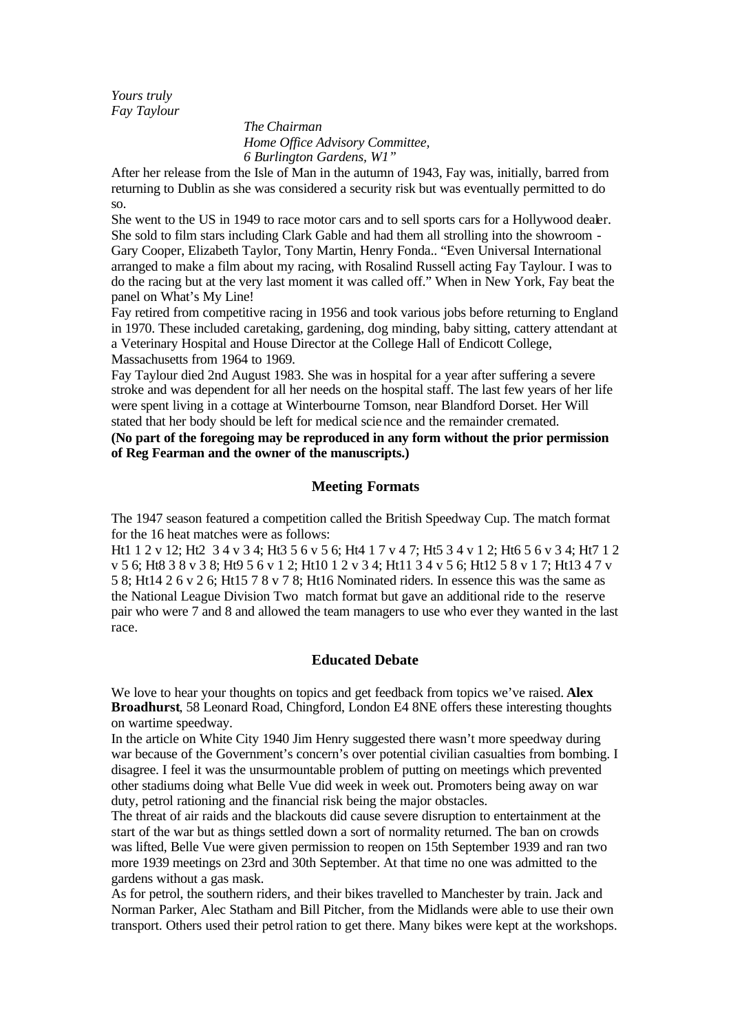*Yours truly*
*Fay Taylour*

*The Chairman*
*Home Office Advisory Committee,*
*6 Burlington Gardens, W1"*

After her release from the Isle of Man in the autumn of 1943, Fay was, initially, barred from returning to Dublin as she was considered a security risk but was eventually permitted to do so.

She went to the US in 1949 to race motor cars and to sell sports cars for a Hollywood dealer. She sold to film stars including Clark Gable and had them all strolling into the showroom - Gary Cooper, Elizabeth Taylor, Tony Martin, Henry Fonda.. "Even Universal International arranged to make a film about my racing, with Rosalind Russell acting Fay Taylour. I was to do the racing but at the very last moment it was called off." When in New York, Fay beat the panel on What's My Line!

Fay retired from competitive racing in 1956 and took various jobs before returning to England in 1970. These included caretaking, gardening, dog minding, baby sitting, cattery attendant at a Veterinary Hospital and House Director at the College Hall of Endicott College, Massachusetts from 1964 to 1969.

Fay Taylour died 2nd August 1983. She was in hospital for a year after suffering a severe stroke and was dependent for all her needs on the hospital staff. The last few years of her life were spent living in a cottage at Winterbourne Tomson, near Blandford Dorset. Her Will stated that her body should be left for medical science and the remainder cremated.

**(No part of the foregoing may be reproduced in any form without the prior permission of Reg Fearman and the owner of the manuscripts.)**

## Meeting Formats

The 1947 season featured a competition called the British Speedway Cup. The match format for the 16 heat matches were as follows:

Ht1 1 2 v 12; Ht2 3 4 v 3 4; Ht3 5 6 v 5 6; Ht4 1 7 v 4 7; Ht5 3 4 v 1 2; Ht6 5 6 v 3 4; Ht7 1 2 v 5 6; Ht8 3 8 v 3 8; Ht9 5 6 v 1 2; Ht10 1 2 v 3 4; Ht11 3 4 v 5 6; Ht12 5 8 v 1 7; Ht13 4 7 v 5 8; Ht14 2 6 v 2 6; Ht15 7 8 v 7 8; Ht16 Nominated riders. In essence this was the same as the National League Division Two match format but gave an additional ride to the reserve pair who were 7 and 8 and allowed the team managers to use who ever they wanted in the last race.

## Educated Debate

We love to hear your thoughts on topics and get feedback from topics we've raised. **Alex Broadhurst**, 58 Leonard Road, Chingford, London E4 8NE offers these interesting thoughts on wartime speedway.

In the article on White City 1940 Jim Henry suggested there wasn't more speedway during war because of the Government's concern's over potential civilian casualties from bombing. I disagree. I feel it was the unsurmountable problem of putting on meetings which prevented other stadiums doing what Belle Vue did week in week out. Promoters being away on war duty, petrol rationing and the financial risk being the major obstacles.

The threat of air raids and the blackouts did cause severe disruption to entertainment at the start of the war but as things settled down a sort of normality returned. The ban on crowds was lifted, Belle Vue were given permission to reopen on 15th September 1939 and ran two more 1939 meetings on 23rd and 30th September. At that time no one was admitted to the gardens without a gas mask.

As for petrol, the southern riders, and their bikes travelled to Manchester by train. Jack and Norman Parker, Alec Statham and Bill Pitcher, from the Midlands were able to use their own transport. Others used their petrol ration to get there. Many bikes were kept at the workshops.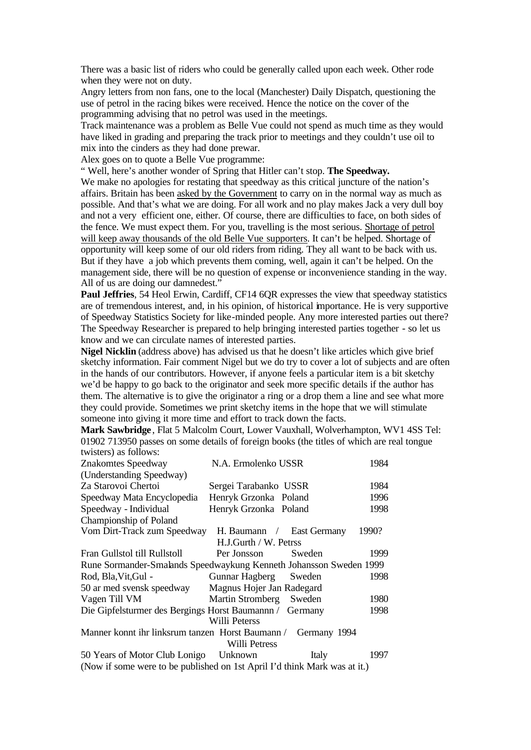There was a basic list of riders who could be generally called upon each week. Other rode when they were not on duty.

Angry letters from non fans, one to the local (Manchester) Daily Dispatch, questioning the use of petrol in the racing bikes were received. Hence the notice on the cover of the programming advising that no petrol was used in the meetings.

Track maintenance was a problem as Belle Vue could not spend as much time as they would have liked in grading and preparing the track prior to meetings and they couldn't use oil to mix into the cinders as they had done prewar.

Alex goes on to quote a Belle Vue programme:

" Well, here's another wonder of Spring that Hitler can't stop. **The Speedway.**

We make no apologies for restating that speedway as this critical juncture of the nation's affairs. Britain has been asked by the Government to carry on in the normal way as much as possible. And that's what we are doing. For all work and no play makes Jack a very dull boy and not a very efficient one, either. Of course, there are difficulties to face, on both sides of the fence. We must expect them. For you, travelling is the most serious. Shortage of petrol will keep away thousands of the old Belle Vue supporters. It can't be helped. Shortage of opportunity will keep some of our old riders from riding. They all want to be back with us. But if they have a job which prevents them coming, well, again it can't be helped. On the management side, there will be no question of expense or inconvenience standing in the way. All of us are doing our damnedest."

**Paul Jeffries**, 54 Heol Erwin, Cardiff, CF14 6QR expresses the view that speedway statistics are of tremendous interest, and, in his opinion, of historical importance. He is very supportive of Speedway Statistics Society for like-minded people. Any more interested parties out there? The Speedway Researcher is prepared to help bringing interested parties together - so let us know and we can circulate names of interested parties.

**Nigel Nicklin** (address above) has advised us that he doesn't like articles which give brief sketchy information. Fair comment Nigel but we do try to cover a lot of subjects and are often in the hands of our contributors. However, if anyone feels a particular item is a bit sketchy we'd be happy to go back to the originator and seek more specific details if the author has them. The alternative is to give the originator a ring or a drop them a line and see what more they could provide. Sometimes we print sketchy items in the hope that we will stimulate someone into giving it more time and effort to track down the facts.

**Mark Sawbridge**, Flat 5 Malcolm Court, Lower Vauxhall, Wolverhampton, WV1 4SS Tel: 01902 713950 passes on some details of foreign books (the titles of which are real tongue twisters) as follows:

| Title | Author | Country | Year |
|---|---|---|---|
| Znakomtes Speedway (Understanding Speedway) | N.A. Ermolenko | USSR | 1984 |
| Za Starovoi Chertoi | Sergei Tarabanko | USSR | 1984 |
| Speedway Mata Encyclopedia | Henryk Grzonka | Poland | 1996 |
| Speedway - Individual Championship of Poland | Henryk Grzonka | Poland | 1998 |
| Vom Dirt-Track zum Speedway | H. Baumann / H.J.Gurth / W. Petrss | East Germany | 1990? |
| Fran Gullstol till Rullstoll | Per Jonsson | Sweden | 1999 |
| Rune Sormander-Smalands Speedwaykung | Kenneth Johansson | Sweden | 1999 |
| Rod, Bla,Vit,Gul - 50 ar med svensk speedway | Gunnar Hagberg Magnus Hojer Jan Radegard | Sweden | 1998 |
| Vagen Till VM | Martin Stromberg | Sweden | 1980 |
| Die Gipfelsturmer des Bergings | Horst Baumannn / Willi Peterss | Germany | 1998 |
| Manner konnt ihr linksrum tanzen | Horst Baumann / Willi Petress | Germany | 1994 |
| 50 Years of Motor Club Lonigo | Unknown | Italy | 1997 |

(Now if some were to be published on 1st April I'd think Mark was at it.)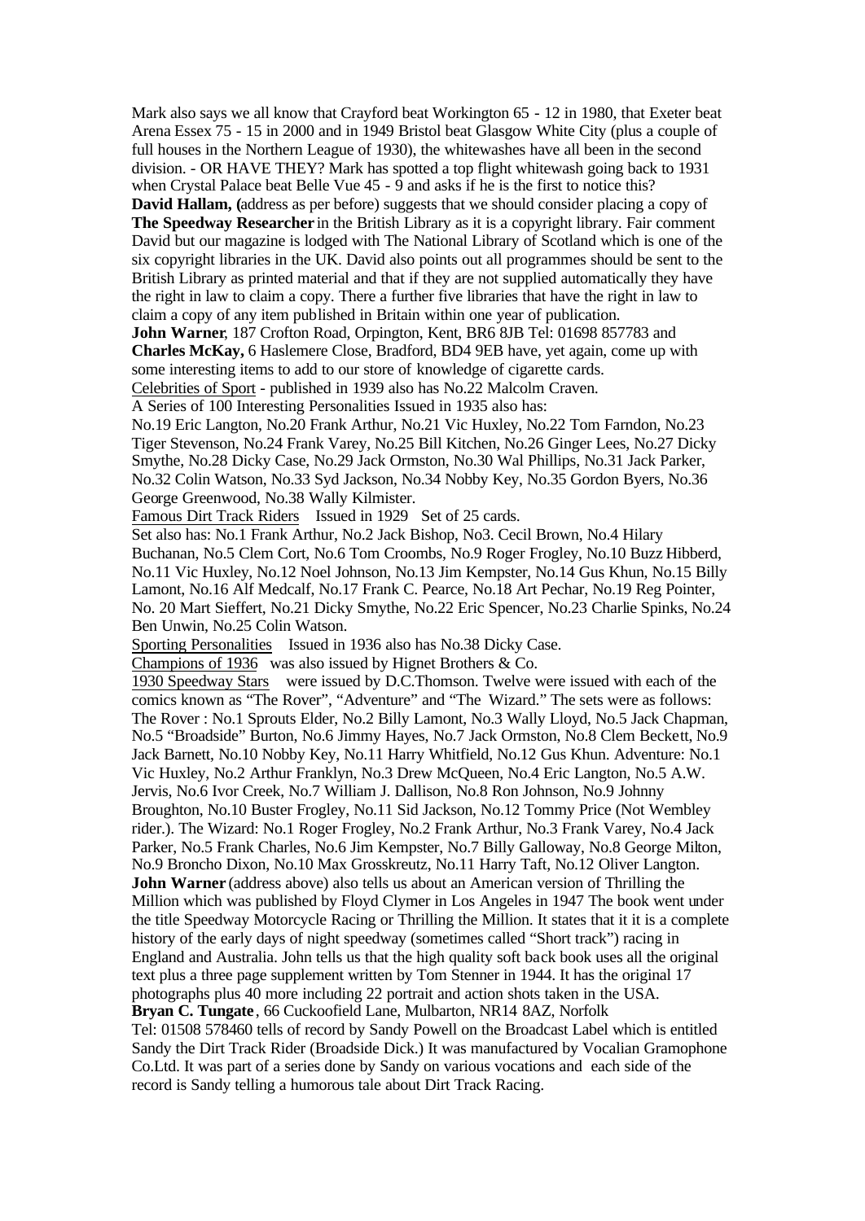Mark also says we all know that Crayford beat Workington 65 - 12 in 1980, that Exeter beat Arena Essex 75 - 15 in 2000 and in 1949 Bristol beat Glasgow White City (plus a couple of full houses in the Northern League of 1930), the whitewashes have all been in the second division. - OR HAVE THEY? Mark has spotted a top flight whitewash going back to 1931 when Crystal Palace beat Belle Vue 45 - 9 and asks if he is the first to notice this?

**David Hallam,** (address as per before) suggests that we should consider placing a copy of **The Speedway Researcher** in the British Library as it is a copyright library. Fair comment David but our magazine is lodged with The National Library of Scotland which is one of the six copyright libraries in the UK. David also points out all programmes should be sent to the British Library as printed material and that if they are not supplied automatically they have the right in law to claim a copy. There a further five libraries that have the right in law to claim a copy of any item published in Britain within one year of publication.

**John Warner**, 187 Crofton Road, Orpington, Kent, BR6 8JB Tel: 01698 857783 and **Charles McKay,** 6 Haslemere Close, Bradford, BD4 9EB have, yet again, come up with some interesting items to add to our store of knowledge of cigarette cards.

Celebrities of Sport - published in 1939 also has No.22 Malcolm Craven.

A Series of 100 Interesting Personalities Issued in 1935 also has:

No.19 Eric Langton, No.20 Frank Arthur, No.21 Vic Huxley, No.22 Tom Farndon, No.23 Tiger Stevenson, No.24 Frank Varey, No.25 Bill Kitchen, No.26 Ginger Lees, No.27 Dicky Smythe, No.28 Dicky Case, No.29 Jack Ormston, No.30 Wal Phillips, No.31 Jack Parker, No.32 Colin Watson, No.33 Syd Jackson, No.34 Nobby Key, No.35 Gordon Byers, No.36 George Greenwood, No.38 Wally Kilmister.

Famous Dirt Track Riders Issued in 1929 Set of 25 cards.

Set also has: No.1 Frank Arthur, No.2 Jack Bishop, No3. Cecil Brown, No.4 Hilary Buchanan, No.5 Clem Cort, No.6 Tom Croombs, No.9 Roger Frogley, No.10 Buzz Hibberd, No.11 Vic Huxley, No.12 Noel Johnson, No.13 Jim Kempster, No.14 Gus Khun, No.15 Billy Lamont, No.16 Alf Medcalf, No.17 Frank C. Pearce, No.18 Art Pechar, No.19 Reg Pointer, No. 20 Mart Sieffert, No.21 Dicky Smythe, No.22 Eric Spencer, No.23 Charlie Spinks, No.24 Ben Unwin, No.25 Colin Watson.

Sporting Personalities Issued in 1936 also has No.38 Dicky Case.

Champions of 1936 was also issued by Hignet Brothers & Co.

1930 Speedway Stars were issued by D.C.Thomson. Twelve were issued with each of the comics known as "The Rover", "Adventure" and "The Wizard." The sets were as follows: The Rover : No.1 Sprouts Elder, No.2 Billy Lamont, No.3 Wally Lloyd, No.5 Jack Chapman, No.5 "Broadside" Burton, No.6 Jimmy Hayes, No.7 Jack Ormston, No.8 Clem Beckett, No.9 Jack Barnett, No.10 Nobby Key, No.11 Harry Whitfield, No.12 Gus Khun. Adventure: No.1 Vic Huxley, No.2 Arthur Franklyn, No.3 Drew McQueen, No.4 Eric Langton, No.5 A.W. Jervis, No.6 Ivor Creek, No.7 William J. Dallison, No.8 Ron Johnson, No.9 Johnny Broughton, No.10 Buster Frogley, No.11 Sid Jackson, No.12 Tommy Price (Not Wembley rider.). The Wizard: No.1 Roger Frogley, No.2 Frank Arthur, No.3 Frank Varey, No.4 Jack Parker, No.5 Frank Charles, No.6 Jim Kempster, No.7 Billy Galloway, No.8 George Milton, No.9 Broncho Dixon, No.10 Max Grosskreutz, No.11 Harry Taft, No.12 Oliver Langton.

**John Warner** (address above) also tells us about an American version of Thrilling the Million which was published by Floyd Clymer in Los Angeles in 1947 The book went under the title Speedway Motorcycle Racing or Thrilling the Million. It states that it it is a complete history of the early days of night speedway (sometimes called "Short track") racing in England and Australia. John tells us that the high quality soft back book uses all the original text plus a three page supplement written by Tom Stenner in 1944. It has the original 17 photographs plus 40 more including 22 portrait and action shots taken in the USA.

**Bryan C. Tungate**, 66 Cuckoofield Lane, Mulbarton, NR14 8AZ, Norfolk

Tel: 01508 578460 tells of record by Sandy Powell on the Broadcast Label which is entitled Sandy the Dirt Track Rider (Broadside Dick.) It was manufactured by Vocalian Gramophone Co.Ltd. It was part of a series done by Sandy on various vocations and each side of the record is Sandy telling a humorous tale about Dirt Track Racing.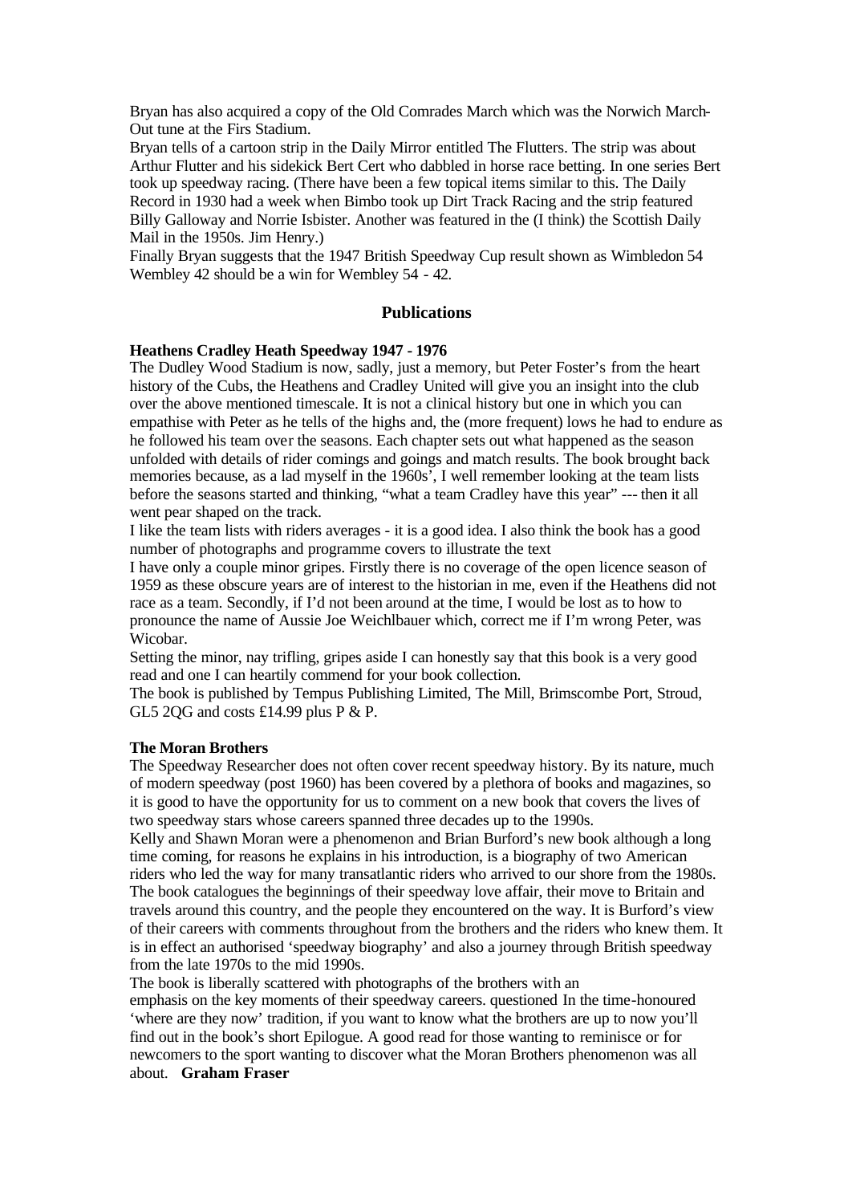Bryan has also acquired a copy of the Old Comrades March which was the Norwich March-Out tune at the Firs Stadium.

Bryan tells of a cartoon strip in the Daily Mirror entitled The Flutters. The strip was about Arthur Flutter and his sidekick Bert Cert who dabbled in horse race betting. In one series Bert took up speedway racing. (There have been a few topical items similar to this. The Daily Record in 1930 had a week when Bimbo took up Dirt Track Racing and the strip featured Billy Galloway and Norrie Isbister. Another was featured in the (I think) the Scottish Daily Mail in the 1950s. Jim Henry.)

Finally Bryan suggests that the 1947 British Speedway Cup result shown as Wimbledon 54 Wembley 42 should be a win for Wembley 54 - 42.

## Publications

**Heathens Cradley Heath Speedway 1947 - 1976**

The Dudley Wood Stadium is now, sadly, just a memory, but Peter Foster's from the heart history of the Cubs, the Heathens and Cradley United will give you an insight into the club over the above mentioned timescale. It is not a clinical history but one in which you can empathise with Peter as he tells of the highs and, the (more frequent) lows he had to endure as he followed his team over the seasons. Each chapter sets out what happened as the season unfolded with details of rider comings and goings and match results. The book brought back memories because, as a lad myself in the 1960s', I well remember looking at the team lists before the seasons started and thinking, "what a team Cradley have this year" --- then it all went pear shaped on the track.

I like the team lists with riders averages - it is a good idea. I also think the book has a good number of photographs and programme covers to illustrate the text

I have only a couple minor gripes. Firstly there is no coverage of the open licence season of 1959 as these obscure years are of interest to the historian in me, even if the Heathens did not race as a team. Secondly, if I'd not been around at the time, I would be lost as to how to pronounce the name of Aussie Joe Weichlbauer which, correct me if I'm wrong Peter, was Wicobar.

Setting the minor, nay trifling, gripes aside I can honestly say that this book is a very good read and one I can heartily commend for your book collection.

The book is published by Tempus Publishing Limited, The Mill, Brimscombe Port, Stroud, GL5 2QG and costs £14.99 plus P & P.

**The Moran Brothers**

The Speedway Researcher does not often cover recent speedway history. By its nature, much of modern speedway (post 1960) has been covered by a plethora of books and magazines, so it is good to have the opportunity for us to comment on a new book that covers the lives of two speedway stars whose careers spanned three decades up to the 1990s.

Kelly and Shawn Moran were a phenomenon and Brian Burford's new book although a long time coming, for reasons he explains in his introduction, is a biography of two American riders who led the way for many transatlantic riders who arrived to our shore from the 1980s. The book catalogues the beginnings of their speedway love affair, their move to Britain and travels around this country, and the people they encountered on the way. It is Burford's view of their careers with comments throughout from the brothers and the riders who knew them. It is in effect an authorised 'speedway biography' and also a journey through British speedway from the late 1970s to the mid 1990s.

The book is liberally scattered with photographs of the brothers with an emphasis on the key moments of their speedway careers. questioned In the time-honoured 'where are they now' tradition, if you want to know what the brothers are up to now you'll find out in the book's short Epilogue. A good read for those wanting to reminisce or for newcomers to the sport wanting to discover what the Moran Brothers phenomenon was all about. **Graham Fraser**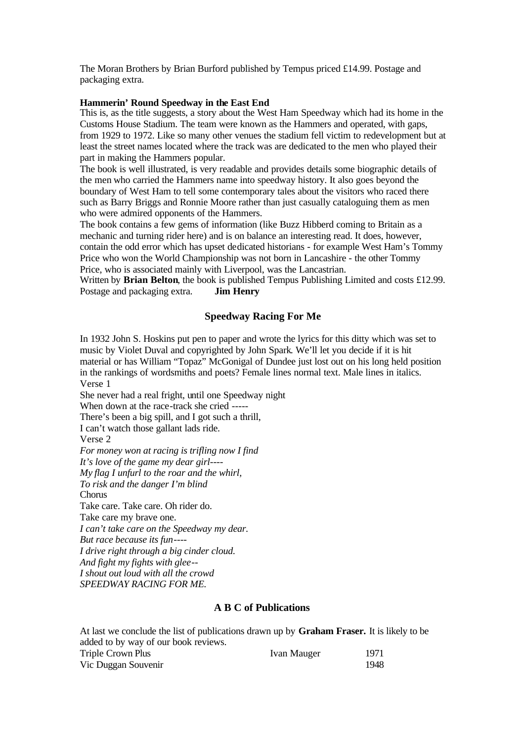The Moran Brothers by Brian Burford published by Tempus priced £14.99. Postage and packaging extra.

**Hammerin' Round Speedway in the East End**

This is, as the title suggests, a story about the West Ham Speedway which had its home in the Customs House Stadium. The team were known as the Hammers and operated, with gaps, from 1929 to 1972. Like so many other venues the stadium fell victim to redevelopment but at least the street names located where the track was are dedicated to the men who played their part in making the Hammers popular.

The book is well illustrated, is very readable and provides details some biographic details of the men who carried the Hammers name into speedway history. It also goes beyond the boundary of West Ham to tell some contemporary tales about the visitors who raced there such as Barry Briggs and Ronnie Moore rather than just casually cataloguing them as men who were admired opponents of the Hammers.

The book contains a few gems of information (like Buzz Hibberd coming to Britain as a mechanic and turning rider here) and is on balance an interesting read. It does, however, contain the odd error which has upset dedicated historians - for example West Ham's Tommy Price who won the World Championship was not born in Lancashire - the other Tommy Price, who is associated mainly with Liverpool, was the Lancastrian.

Written by **Brian Belton**, the book is published Tempus Publishing Limited and costs £12.99. Postage and packaging extra. **Jim Henry**

## Speedway Racing For Me

In 1932 John S. Hoskins put pen to paper and wrote the lyrics for this ditty which was set to music by Violet Duval and copyrighted by John Spark. We'll let you decide if it is hit material or has William "Topaz" McGonigal of Dundee just lost out on his long held position in the rankings of wordsmiths and poets? Female lines normal text. Male lines in italics.

Verse 1

She never had a real fright, until one Speedway night
When down at the race-track she cried -----
There's been a big spill, and I got such a thrill,
I can't watch those gallant lads ride.

Verse 2

*For money won at racing is trifling now I find*
*It's love of the game my dear girl----*
*My flag I unfurl to the roar and the whirl,*
*To risk and the danger I'm blind*

Chorus

Take care. Take care. Oh rider do.
Take care my brave one.
*I can't take care on the Speedway my dear.*
*But race because its fun----*
*I drive right through a big cinder cloud.*
*And fight my fights with glee--*
*I shout out loud with all the crowd*
*SPEEDWAY RACING FOR ME.*

## A B C of Publications

At last we conclude the list of publications drawn up by **Graham Fraser.** It is likely to be added to by way of our book reviews.

| | | |
|---|---|---|
| Triple Crown Plus | Ivan Mauger | 1971 |
| Vic Duggan Souvenir | | 1948 |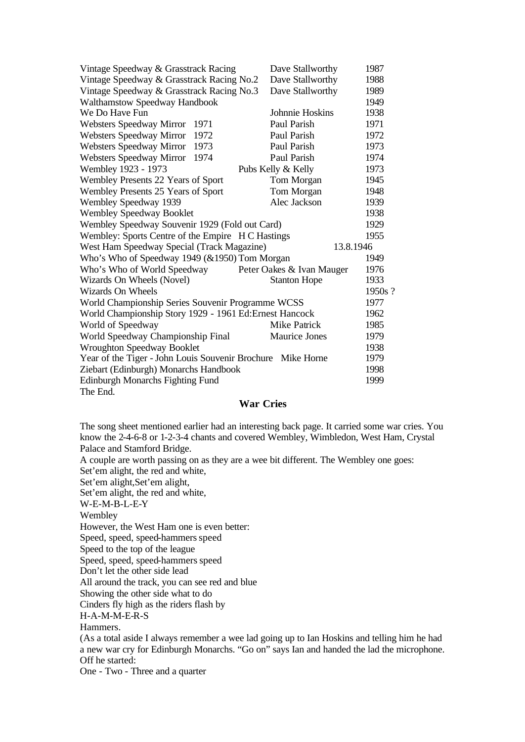| | | |
|---|---|---|
| Vintage Speedway & Grasstrack Racing | Dave Stallworthy | 1987 |
| Vintage Speedway & Grasstrack Racing No.2 | Dave Stallworthy | 1988 |
| Vintage Speedway & Grasstrack Racing No.3 | Dave Stallworthy | 1989 |
| Walthamstow Speedway Handbook | | 1949 |
| We Do Have Fun | Johnnie Hoskins | 1938 |
| Websters Speedway Mirror 1971 | Paul Parish | 1971 |
| Websters Speedway Mirror 1972 | Paul Parish | 1972 |
| Websters Speedway Mirror 1973 | Paul Parish | 1973 |
| Websters Speedway Mirror 1974 | Paul Parish | 1974 |
| Wembley 1923 - 1973 | Pubs Kelly & Kelly | 1973 |
| Wembley Presents 22 Years of Sport | Tom Morgan | 1945 |
| Wembley Presents 25 Years of Sport | Tom Morgan | 1948 |
| Wembley Speedway 1939 | Alec Jackson | 1939 |
| Wembley Speedway Booklet | | 1938 |
| Wembley Speedway Souvenir 1929 (Fold out Card) | | 1929 |
| Wembley: Sports Centre of the Empire | H C Hastings | 1955 |
| West Ham Speedway Special (Track Magazine) | | 13.8.1946 |
| Who's Who of Speedway 1949 (&1950) | Tom Morgan | 1949 |
| Who's Who of World Speedway | Peter Oakes & Ivan Mauger | 1976 |
| Wizards On Wheels (Novel) | Stanton Hope | 1933 |
| Wizards On Wheels | | 1950s ? |
| World Championship Series Souvenir Programme WCSS | | 1977 |
| World Championship Story 1929 - 1961 | Ed:Ernest Hancock | 1962 |
| World of Speedway | Mike Patrick | 1985 |
| World Speedway Championship Final | Maurice Jones | 1979 |
| Wroughton Speedway Booklet | | 1938 |
| Year of the Tiger - John Louis Souvenir Brochure | Mike Horne | 1979 |
| Ziebart (Edinburgh) Monarchs Handbook | | 1998 |
| Edinburgh Monarchs Fighting Fund | | 1999 |

The End.

## War Cries

The song sheet mentioned earlier had an interesting back page. It carried some war cries. You know the 2-4-6-8 or 1-2-3-4 chants and covered Wembley, Wimbledon, West Ham, Crystal Palace and Stamford Bridge.

A couple are worth passing on as they are a wee bit different. The Wembley one goes:

Set'em alight, the red and white,  
Set'em alight,Set'em alight,  
Set'em alight, the red and white,  
W-E-M-B-L-E-Y  
Wembley

However, the West Ham one is even better:

Speed, speed, speed-hammers speed  
Speed to the top of the league  
Speed, speed, speed-hammers speed  
Don't let the other side lead  
All around the track, you can see red and blue  
Showing the other side what to do  
Cinders fly high as the riders flash by  
H-A-M-M-E-R-S  
Hammers.

(As a total aside I always remember a wee lad going up to Ian Hoskins and telling him he had a new war cry for Edinburgh Monarchs. "Go on" says Ian and handed the lad the microphone. Off he started:

One - Two - Three and a quarter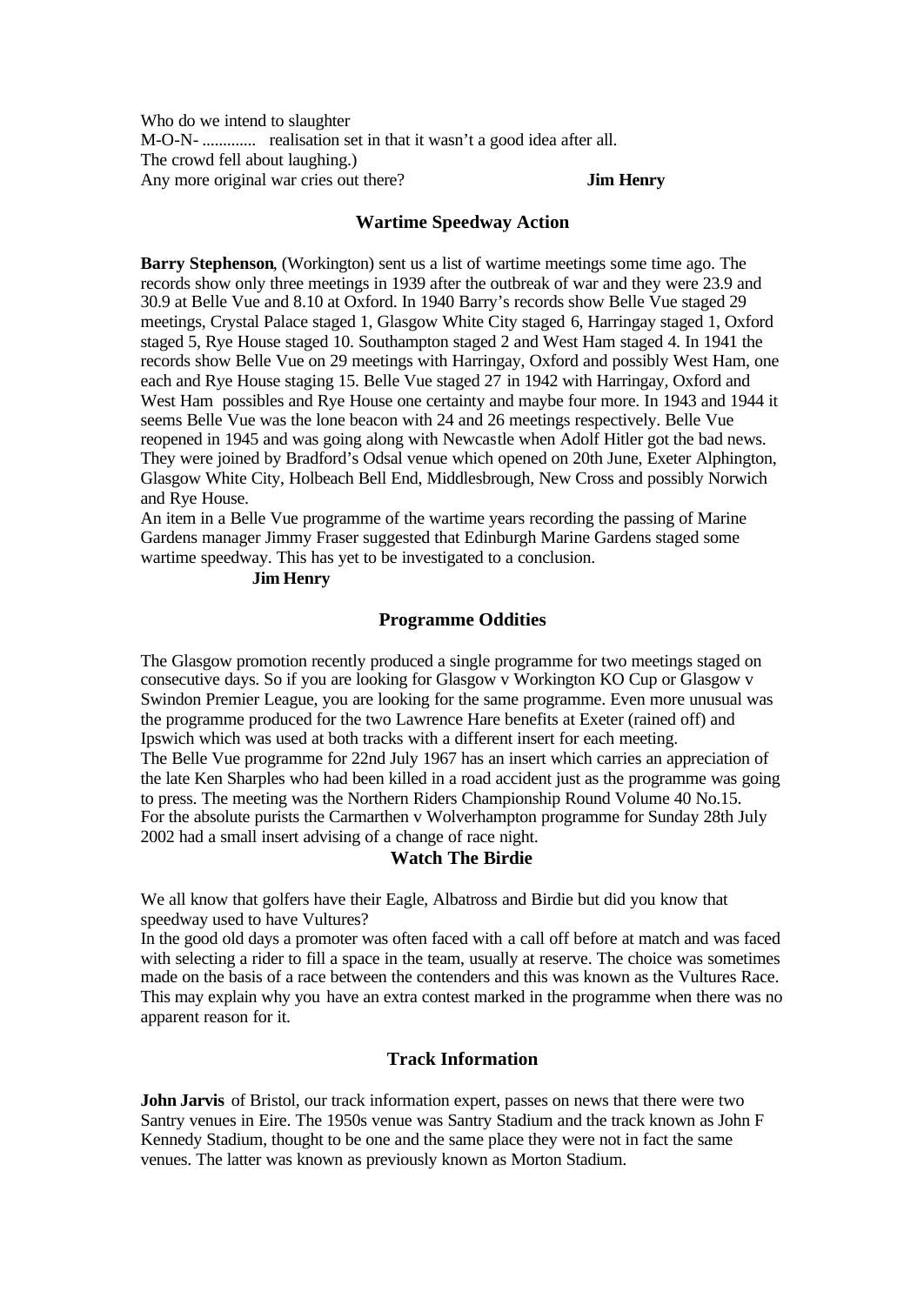Who do we intend to slaughter  
M-O-N- ............. realisation set in that it wasn't a good idea after all.  
The crowd fell about laughing.)  
Any more original war cries out there? **Jim Henry**

## Wartime Speedway Action

**Barry Stephenson**, (Workington) sent us a list of wartime meetings some time ago. The records show only three meetings in 1939 after the outbreak of war and they were 23.9 and 30.9 at Belle Vue and 8.10 at Oxford. In 1940 Barry's records show Belle Vue staged 29 meetings, Crystal Palace staged 1, Glasgow White City staged 6, Harringay staged 1, Oxford staged 5, Rye House staged 10. Southampton staged 2 and West Ham staged 4. In 1941 the records show Belle Vue on 29 meetings with Harringay, Oxford and possibly West Ham, one each and Rye House staging 15. Belle Vue staged 27 in 1942 with Harringay, Oxford and West Ham possibles and Rye House one certainty and maybe four more. In 1943 and 1944 it seems Belle Vue was the lone beacon with 24 and 26 meetings respectively. Belle Vue reopened in 1945 and was going along with Newcastle when Adolf Hitler got the bad news. They were joined by Bradford's Odsal venue which opened on 20th June, Exeter Alphington, Glasgow White City, Holbeach Bell End, Middlesbrough, New Cross and possibly Norwich and Rye House.

An item in a Belle Vue programme of the wartime years recording the passing of Marine Gardens manager Jimmy Fraser suggested that Edinburgh Marine Gardens staged some wartime speedway. This has yet to be investigated to a conclusion.

**Jim Henry**

## Programme Oddities

The Glasgow promotion recently produced a single programme for two meetings staged on consecutive days. So if you are looking for Glasgow v Workington KO Cup or Glasgow v Swindon Premier League, you are looking for the same programme. Even more unusual was the programme produced for the two Lawrence Hare benefits at Exeter (rained off) and Ipswich which was used at both tracks with a different insert for each meeting.

The Belle Vue programme for 22nd July 1967 has an insert which carries an appreciation of the late Ken Sharples who had been killed in a road accident just as the programme was going to press. The meeting was the Northern Riders Championship Round Volume 40 No.15.

For the absolute purists the Carmarthen v Wolverhampton programme for Sunday 28th July 2002 had a small insert advising of a change of race night.

## Watch The Birdie

We all know that golfers have their Eagle, Albatross and Birdie but did you know that speedway used to have Vultures?

In the good old days a promoter was often faced with a call off before at match and was faced with selecting a rider to fill a space in the team, usually at reserve. The choice was sometimes made on the basis of a race between the contenders and this was known as the Vultures Race. This may explain why you have an extra contest marked in the programme when there was no apparent reason for it.

## Track Information

**John Jarvis** of Bristol, our track information expert, passes on news that there were two Santry venues in Eire. The 1950s venue was Santry Stadium and the track known as John F Kennedy Stadium, thought to be one and the same place they were not in fact the same venues. The latter was known as previously known as Morton Stadium.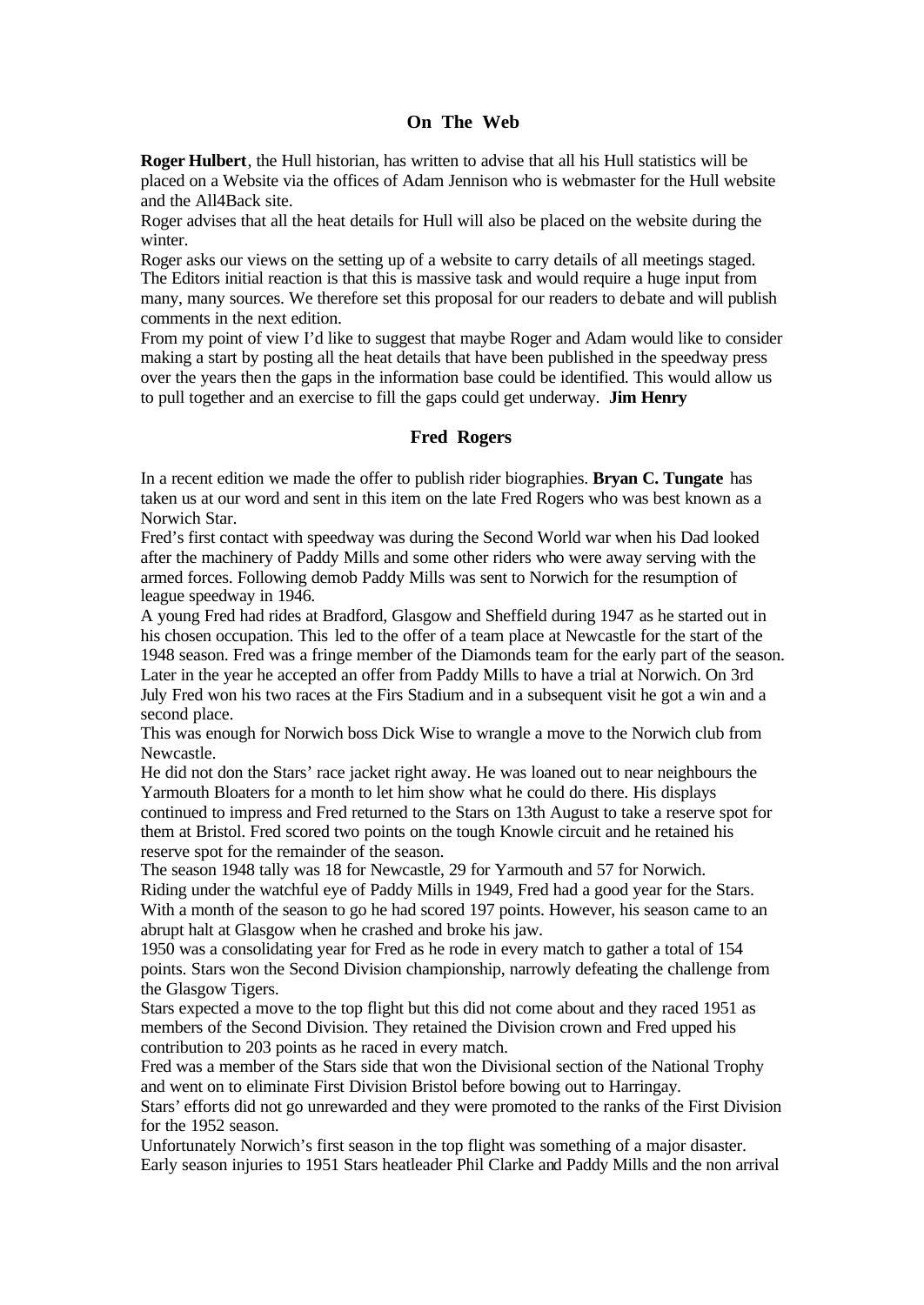## On The Web

**Roger Hulbert**, the Hull historian, has written to advise that all his Hull statistics will be placed on a Website via the offices of Adam Jennison who is webmaster for the Hull website and the All4Back site.

Roger advises that all the heat details for Hull will also be placed on the website during the winter.

Roger asks our views on the setting up of a website to carry details of all meetings staged. The Editors initial reaction is that this is massive task and would require a huge input from many, many sources. We therefore set this proposal for our readers to debate and will publish comments in the next edition.

From my point of view I'd like to suggest that maybe Roger and Adam would like to consider making a start by posting all the heat details that have been published in the speedway press over the years then the gaps in the information base could be identified. This would allow us to pull together and an exercise to fill the gaps could get underway. **Jim Henry**

## Fred Rogers

In a recent edition we made the offer to publish rider biographies. **Bryan C. Tungate** has taken us at our word and sent in this item on the late Fred Rogers who was best known as a Norwich Star.

Fred's first contact with speedway was during the Second World war when his Dad looked after the machinery of Paddy Mills and some other riders who were away serving with the armed forces. Following demob Paddy Mills was sent to Norwich for the resumption of league speedway in 1946.

A young Fred had rides at Bradford, Glasgow and Sheffield during 1947 as he started out in his chosen occupation. This led to the offer of a team place at Newcastle for the start of the 1948 season. Fred was a fringe member of the Diamonds team for the early part of the season. Later in the year he accepted an offer from Paddy Mills to have a trial at Norwich. On 3rd July Fred won his two races at the Firs Stadium and in a subsequent visit he got a win and a second place.

This was enough for Norwich boss Dick Wise to wrangle a move to the Norwich club from Newcastle.

He did not don the Stars' race jacket right away. He was loaned out to near neighbours the Yarmouth Bloaters for a month to let him show what he could do there. His displays continued to impress and Fred returned to the Stars on 13th August to take a reserve spot for them at Bristol. Fred scored two points on the tough Knowle circuit and he retained his reserve spot for the remainder of the season.

The season 1948 tally was 18 for Newcastle, 29 for Yarmouth and 57 for Norwich.

Riding under the watchful eye of Paddy Mills in 1949, Fred had a good year for the Stars. With a month of the season to go he had scored 197 points. However, his season came to an abrupt halt at Glasgow when he crashed and broke his jaw.

1950 was a consolidating year for Fred as he rode in every match to gather a total of 154 points. Stars won the Second Division championship, narrowly defeating the challenge from the Glasgow Tigers.

Stars expected a move to the top flight but this did not come about and they raced 1951 as members of the Second Division. They retained the Division crown and Fred upped his contribution to 203 points as he raced in every match.

Fred was a member of the Stars side that won the Divisional section of the National Trophy and went on to eliminate First Division Bristol before bowing out to Harringay.

Stars' efforts did not go unrewarded and they were promoted to the ranks of the First Division for the 1952 season.

Unfortunately Norwich's first season in the top flight was something of a major disaster. Early season injuries to 1951 Stars heatleader Phil Clarke and Paddy Mills and the non arrival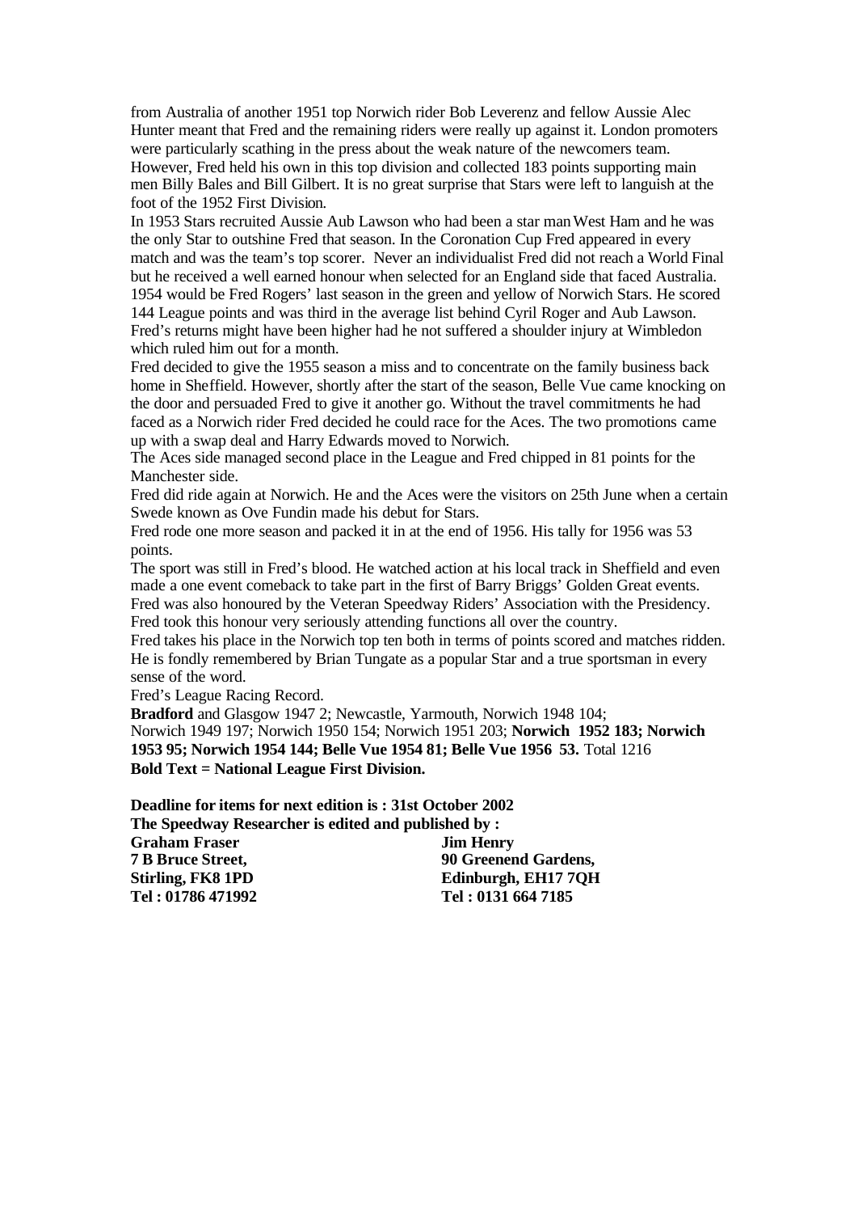from Australia of another 1951 top Norwich rider Bob Leverenz and fellow Aussie Alec Hunter meant that Fred and the remaining riders were really up against it. London promoters were particularly scathing in the press about the weak nature of the newcomers team. However, Fred held his own in this top division and collected 183 points supporting main men Billy Bales and Bill Gilbert. It is no great surprise that Stars were left to languish at the foot of the 1952 First Division.

In 1953 Stars recruited Aussie Aub Lawson who had been a star man West Ham and he was the only Star to outshine Fred that season. In the Coronation Cup Fred appeared in every match and was the team's top scorer. Never an individualist Fred did not reach a World Final but he received a well earned honour when selected for an England side that faced Australia.

1954 would be Fred Rogers' last season in the green and yellow of Norwich Stars. He scored 144 League points and was third in the average list behind Cyril Roger and Aub Lawson. Fred's returns might have been higher had he not suffered a shoulder injury at Wimbledon which ruled him out for a month.

Fred decided to give the 1955 season a miss and to concentrate on the family business back home in Sheffield. However, shortly after the start of the season, Belle Vue came knocking on the door and persuaded Fred to give it another go. Without the travel commitments he had faced as a Norwich rider Fred decided he could race for the Aces. The two promotions came up with a swap deal and Harry Edwards moved to Norwich.

The Aces side managed second place in the League and Fred chipped in 81 points for the Manchester side.

Fred did ride again at Norwich. He and the Aces were the visitors on 25th June when a certain Swede known as Ove Fundin made his debut for Stars.

Fred rode one more season and packed it in at the end of 1956. His tally for 1956 was 53 points.

The sport was still in Fred's blood. He watched action at his local track in Sheffield and even made a one event comeback to take part in the first of Barry Briggs' Golden Great events. Fred was also honoured by the Veteran Speedway Riders' Association with the Presidency. Fred took this honour very seriously attending functions all over the country.

Fred takes his place in the Norwich top ten both in terms of points scored and matches ridden. He is fondly remembered by Brian Tungate as a popular Star and a true sportsman in every sense of the word.

Fred's League Racing Record.

**Bradford** and Glasgow 1947 2; Newcastle, Yarmouth, Norwich 1948 104; Norwich 1949 197; Norwich 1950 154; Norwich 1951 203; **Norwich 1952 183; Norwich 1953 95; Norwich 1954 144; Belle Vue 1954 81; Belle Vue 1956 53.** Total 1216

**Bold Text = National League First Division.**

**Deadline for items for next edition is : 31st October 2002**

**The Speedway Researcher is edited and published by :**

| | |
|---|---|
| **Graham Fraser** | **Jim Henry** |
| **7 B Bruce Street,** | **90 Greenend Gardens,** |
| **Stirling, FK8 1PD** | **Edinburgh, EH17 7QH** |
| **Tel : 01786 471992** | **Tel : 0131 664 7185** |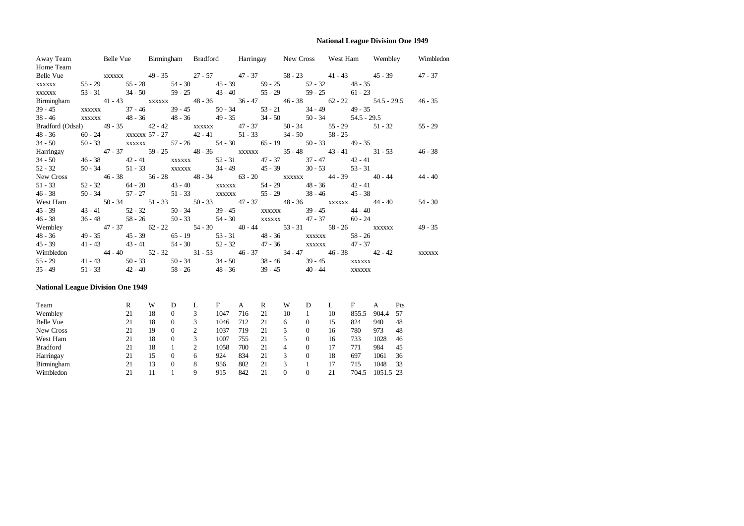## National League Division One 1949

| Away Team / Home Team | Belle Vue | Birmingham | Bradford | Harringay | New Cross | West Ham | Wembley | Wimbledon |
|---|---|---|---|---|---|---|---|---|
| Belle Vue | xxxxxx | 49 - 35 | 27 - 57 | 47 - 37 | 58 - 23 | 41 - 43 | 45 - 39 | 47 - 37 |
| | xxxxxx | 55 - 29 | 55 - 28 | 54 - 30 | 45 - 39 | 59 - 25 | 52 - 32 | 48 - 35 |
| | xxxxxx | 53 - 31 | 34 - 50 | 59 - 25 | 43 - 40 | 55 - 29 | 59 - 25 | 61 - 23 |
| Birmingham | 41 - 43 | xxxxxx | 48 - 36 | 36 - 47 | 46 - 38 | 62 - 22 | 54.5 - 29.5 | 46 - 35 |
| | 39 - 45 | xxxxxx | 37 - 46 | 39 - 45 | 50 - 34 | 53 - 21 | 34 - 49 | 49 - 35 |
| | 38 - 46 | xxxxxx | 48 - 36 | 48 - 36 | 49 - 35 | 34 - 50 | 50 - 34 | 54.5 - 29.5 |
| Bradford (Odsal) | 49 - 35 | 42 - 42 | xxxxxx | 47 - 37 | 50 - 34 | 55 - 29 | 51 - 32 | 55 - 29 |
| | 48 - 36 | 60 - 24 | xxxxxx | 57 - 27 | 42 - 41 | 51 - 33 | 34 - 50 | 58 - 25 |
| | 34 - 50 | 50 - 33 | xxxxxx | 57 - 26 | 54 - 30 | 65 - 19 | 50 - 33 | 49 - 35 |
| Harringay | 47 - 37 | 59 - 25 | 48 - 36 | xxxxxx | 35 - 48 | 43 - 41 | 31 - 53 | 46 - 38 |
| | 34 - 50 | 46 - 38 | 42 - 41 | xxxxxx | 52 - 31 | 47 - 37 | 37 - 47 | 42 - 41 |
| | 52 - 32 | 50 - 34 | 51 - 33 | xxxxxx | 34 - 49 | 45 - 39 | 30 - 53 | 53 - 31 |
| New Cross | 46 - 38 | 56 - 28 | 48 - 34 | 63 - 20 | xxxxxx | 44 - 39 | 40 - 44 | 44 - 40 |
| | 51 - 33 | 52 - 32 | 64 - 20 | 43 - 40 | xxxxxx | 54 - 29 | 48 - 36 | 42 - 41 |
| | 46 - 38 | 50 - 34 | 57 - 27 | 51 - 33 | xxxxxx | 55 - 29 | 38 - 46 | 45 - 38 |
| West Ham | 50 - 34 | 51 - 33 | 50 - 33 | 47 - 37 | 48 - 36 | xxxxxx | 44 - 40 | 54 - 30 |
| | 45 - 39 | 43 - 41 | 52 - 32 | 50 - 34 | 39 - 45 | xxxxxx | 39 - 45 | 44 - 40 |
| | 46 - 38 | 36 - 48 | 58 - 26 | 50 - 33 | 54 - 30 | xxxxxx | 47 - 37 | 60 - 24 |
| Wembley | 47 - 37 | 62 - 22 | 54 - 30 | 40 - 44 | 53 - 31 | 58 - 26 | xxxxxx | 49 - 35 |
| | 48 - 36 | 49 - 35 | 45 - 39 | 65 - 19 | 53 - 31 | 48 - 36 | xxxxxx | 58 - 26 |
| | 45 - 39 | 41 - 43 | 43 - 41 | 54 - 30 | 52 - 32 | 47 - 36 | xxxxxx | 47 - 37 |
| Wimbledon | 44 - 40 | 52 - 32 | 31 - 53 | 46 - 37 | 34 - 47 | 46 - 38 | 42 - 42 | xxxxxx |
| | 55 - 29 | 41 - 43 | 50 - 33 | 50 - 34 | 34 - 50 | 38 - 46 | 39 - 45 | xxxxxx |
| | 35 - 49 | 51 - 33 | 42 - 40 | 58 - 26 | 48 - 36 | 39 - 45 | 40 - 44 | xxxxxx |

## National League Division One 1949

| Team | R | W | D | L | F | A | R | W | D | L | F | A | Pts |
|---|---|---|---|---|---|---|---|---|---|---|---|---|---|
| Wembley | 21 | 18 | 0 | 3 | 1047 | 716 | 21 | 10 | 1 | 10 | 855.5 | 904.4 | 57 |
| Belle Vue | 21 | 18 | 0 | 3 | 1046 | 712 | 21 | 6 | 0 | 15 | 824 | 940 | 48 |
| New Cross | 21 | 19 | 0 | 2 | 1037 | 719 | 21 | 5 | 0 | 16 | 780 | 973 | 48 |
| West Ham | 21 | 18 | 0 | 3 | 1007 | 755 | 21 | 5 | 0 | 16 | 733 | 1028 | 46 |
| Bradford | 21 | 18 | 1 | 2 | 1058 | 700 | 21 | 4 | 0 | 17 | 771 | 984 | 45 |
| Harringay | 21 | 15 | 0 | 6 | 924 | 834 | 21 | 3 | 0 | 18 | 697 | 1061 | 36 |
| Birmingham | 21 | 13 | 0 | 8 | 956 | 802 | 21 | 3 | 1 | 17 | 715 | 1048 | 33 |
| Wimbledon | 21 | 11 | 1 | 9 | 915 | 842 | 21 | 0 | 0 | 21 | 704.5 | 1051.5 | 23 |